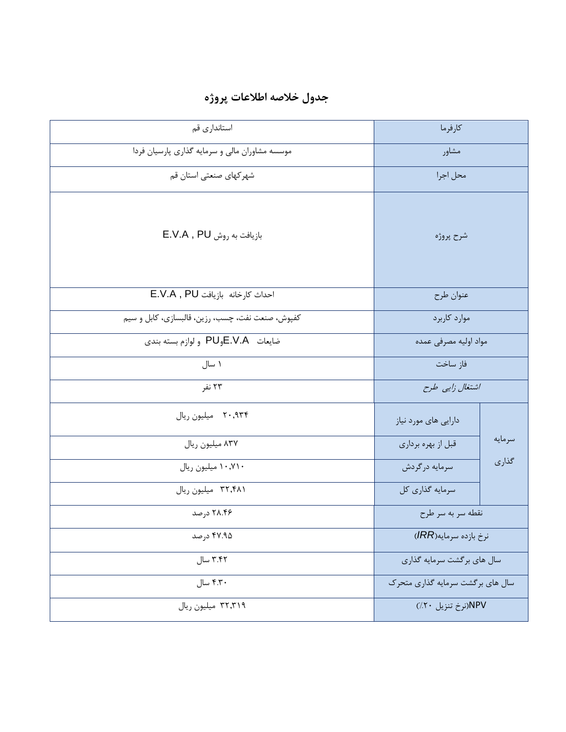## جدول خلاصه اطلاعات پروژه

| | | |
|---|---|---|
| کارفرما | | استانداری قم |
| مشاور | | موسسه مشاوران مالی و سرمایه گذاری پارسیان فردا |
| محل اجرا | | شهرکهای صنعتی استان قم |
| شرح پروژه | | بازیافت به روش E.V.A , PU |
| عنوان طرح | | احداث کارخانه بازیافت E.V.A , PU |
| موارد کاربرد | | کفپوش، صنعت نفت، چسب، رزین، قالبسازی، کابل و سیم |
| مواد اولیه مصرفی عمده | | ضایعات E.V.A وPU و لوازم بسته بندی |
| فاز ساخت | | ۱ سال |
| *اشتغال زایی طرح* | | ۲۳ نفر |
| سرمایه گذاری | دارایی های مورد نیاز | ۲۰,۹۳۴ میلیون ریال |
| | قبل از بهره برداری | ۸۳۷ میلیون ریال |
| | سرمایه درگردش | ۱۰,۷۱۰ میلیون ریال |
| | سرمایه گذاری کل | ۳۲,۴۸۱ میلیون ریال |
| نقطه سر به سر طرح | | ۲۸.۴۶ درصد |
| نرخ بازده سرمایه(*IRR*) | | ۴۷.۹۵ درصد |
| سال های برگشت سرمایه گذاری | | ۳.۴۲ سال |
| سال های برگشت سرمایه گذاری متحرک | | ۴.۳۰ سال |
| NPV(نرخ تنزیل ۲۰٪) | | ۳۲,۳۱۹ میلیون ریال |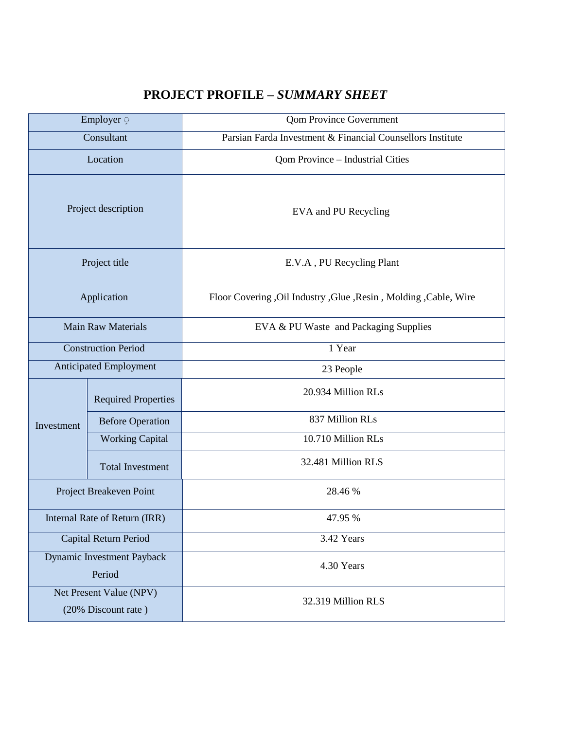# PROJECT PROFILE – *SUMMARY SHEET*

| | | |
|---|---|---|
| Employer ♀ | | Qom Province Government |
| Consultant | | Parsian Farda Investment & Financial Counsellors Institute |
| Location | | Qom Province – Industrial Cities |
| Project description | | EVA and PU Recycling |
| Project title | | E.V.A , PU Recycling Plant |
| Application | | Floor Covering ,Oil Industry ,Glue ,Resin , Molding ,Cable, Wire |
| Main Raw Materials | | EVA & PU Waste and Packaging Supplies |
| Construction Period | | 1 Year |
| Anticipated Employment | | 23 People |
| Investment | Required Properties | 20.934 Million RLs |
| | Before Operation | 837 Million RLs |
| | Working Capital | 10.710 Million RLs |
| | Total Investment | 32.481 Million RLS |
| Project Breakeven Point | | 28.46 % |
| Internal Rate of Return (IRR) | | 47.95 % |
| Capital Return Period | | 3.42 Years |
| Dynamic Investment Payback Period | | 4.30 Years |
| Net Present Value (NPV) (20% Discount rate ) | | 32.319 Million RLS |